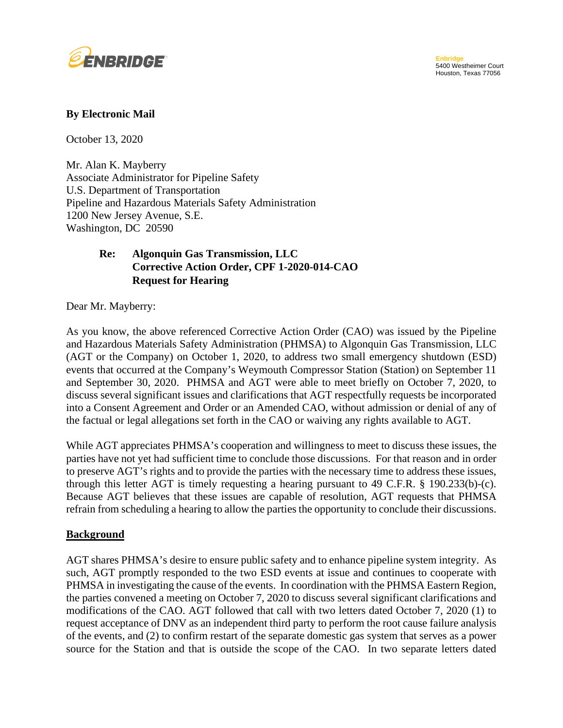ENBRIDGE

**Enbridge**
5400 Westheimer Court
Houston, Texas 77056

**By Electronic Mail**

October 13, 2020

Mr. Alan K. Mayberry
Associate Administrator for Pipeline Safety
U.S. Department of Transportation
Pipeline and Hazardous Materials Safety Administration
1200 New Jersey Avenue, S.E.
Washington, DC 20590

**Re: Algonquin Gas Transmission, LLC**
**Corrective Action Order, CPF 1-2020-014-CAO**
**Request for Hearing**

Dear Mr. Mayberry:

As you know, the above referenced Corrective Action Order (CAO) was issued by the Pipeline and Hazardous Materials Safety Administration (PHMSA) to Algonquin Gas Transmission, LLC (AGT or the Company) on October 1, 2020, to address two small emergency shutdown (ESD) events that occurred at the Company's Weymouth Compressor Station (Station) on September 11 and September 30, 2020. PHMSA and AGT were able to meet briefly on October 7, 2020, to discuss several significant issues and clarifications that AGT respectfully requests be incorporated into a Consent Agreement and Order or an Amended CAO, without admission or denial of any of the factual or legal allegations set forth in the CAO or waiving any rights available to AGT.

While AGT appreciates PHMSA's cooperation and willingness to meet to discuss these issues, the parties have not yet had sufficient time to conclude those discussions. For that reason and in order to preserve AGT's rights and to provide the parties with the necessary time to address these issues, through this letter AGT is timely requesting a hearing pursuant to 49 C.F.R. § 190.233(b)-(c). Because AGT believes that these issues are capable of resolution, AGT requests that PHMSA refrain from scheduling a hearing to allow the parties the opportunity to conclude their discussions.

## Background

AGT shares PHMSA's desire to ensure public safety and to enhance pipeline system integrity. As such, AGT promptly responded to the two ESD events at issue and continues to cooperate with PHMSA in investigating the cause of the events. In coordination with the PHMSA Eastern Region, the parties convened a meeting on October 7, 2020 to discuss several significant clarifications and modifications of the CAO. AGT followed that call with two letters dated October 7, 2020 (1) to request acceptance of DNV as an independent third party to perform the root cause failure analysis of the events, and (2) to confirm restart of the separate domestic gas system that serves as a power source for the Station and that is outside the scope of the CAO. In two separate letters dated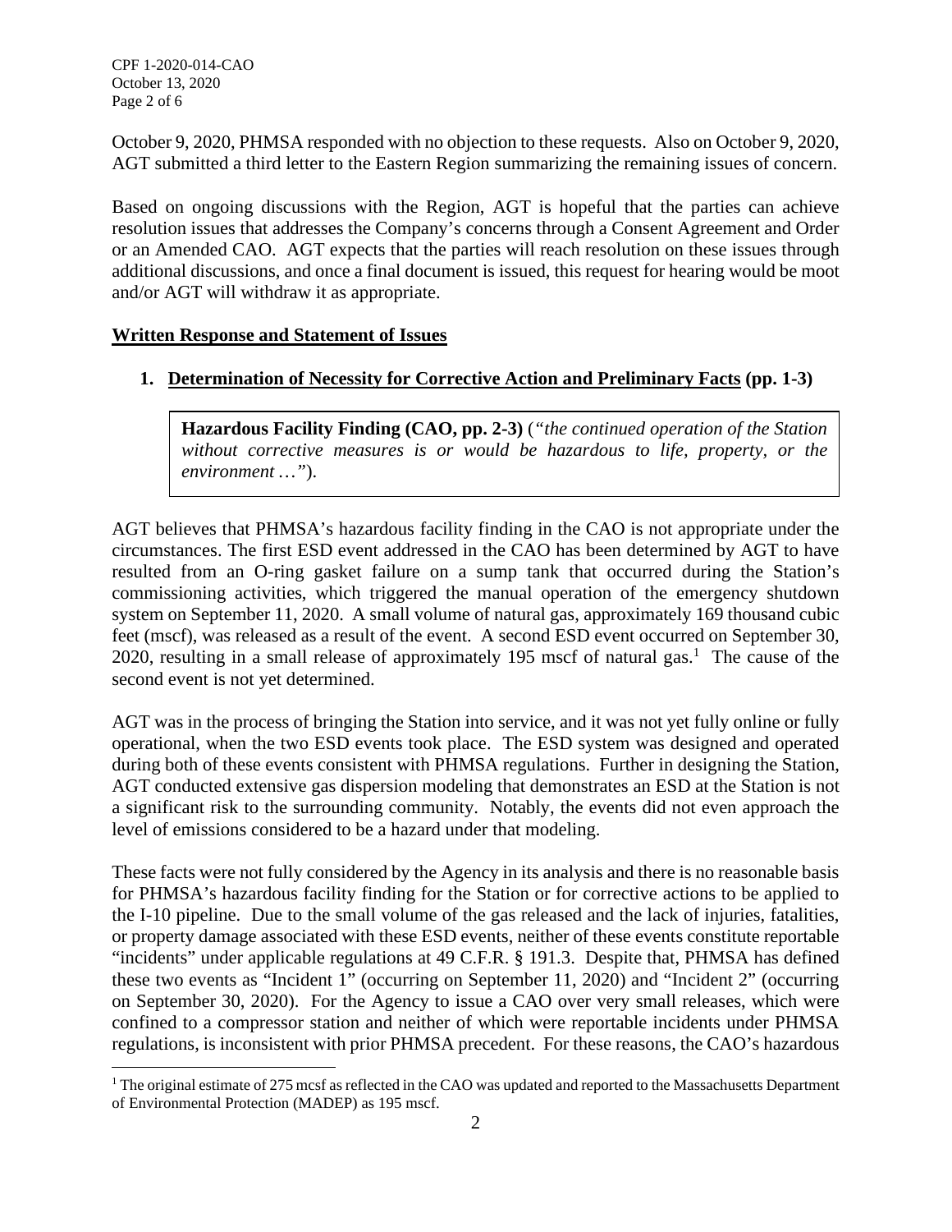October 9, 2020, PHMSA responded with no objection to these requests. Also on October 9, 2020, AGT submitted a third letter to the Eastern Region summarizing the remaining issues of concern.

Based on ongoing discussions with the Region, AGT is hopeful that the parties can achieve resolution issues that addresses the Company's concerns through a Consent Agreement and Order or an Amended CAO. AGT expects that the parties will reach resolution on these issues through additional discussions, and once a final document is issued, this request for hearing would be moot and/or AGT will withdraw it as appropriate.

## Written Response and Statement of Issues

### 1. Determination of Necessity for Corrective Action and Preliminary Facts (pp. 1-3)

> **Hazardous Facility Finding (CAO, pp. 2-3)** (*"the continued operation of the Station without corrective measures is or would be hazardous to life, property, or the environment …"*).

AGT believes that PHMSA's hazardous facility finding in the CAO is not appropriate under the circumstances. The first ESD event addressed in the CAO has been determined by AGT to have resulted from an O-ring gasket failure on a sump tank that occurred during the Station's commissioning activities, which triggered the manual operation of the emergency shutdown system on September 11, 2020. A small volume of natural gas, approximately 169 thousand cubic feet (mscf), was released as a result of the event. A second ESD event occurred on September 30, 2020, resulting in a small release of approximately 195 mscf of natural gas.[1] The cause of the second event is not yet determined.

AGT was in the process of bringing the Station into service, and it was not yet fully online or fully operational, when the two ESD events took place. The ESD system was designed and operated during both of these events consistent with PHMSA regulations. Further in designing the Station, AGT conducted extensive gas dispersion modeling that demonstrates an ESD at the Station is not a significant risk to the surrounding community. Notably, the events did not even approach the level of emissions considered to be a hazard under that modeling.

These facts were not fully considered by the Agency in its analysis and there is no reasonable basis for PHMSA's hazardous facility finding for the Station or for corrective actions to be applied to the I-10 pipeline. Due to the small volume of the gas released and the lack of injuries, fatalities, or property damage associated with these ESD events, neither of these events constitute reportable "incidents" under applicable regulations at 49 C.F.R. § 191.3. Despite that, PHMSA has defined these two events as "Incident 1" (occurring on September 11, 2020) and "Incident 2" (occurring on September 30, 2020). For the Agency to issue a CAO over very small releases, which were confined to a compressor station and neither of which were reportable incidents under PHMSA regulations, is inconsistent with prior PHMSA precedent. For these reasons, the CAO's hazardous

[1] The original estimate of 275 mcsf as reflected in the CAO was updated and reported to the Massachusetts Department of Environmental Protection (MADEP) as 195 mscf.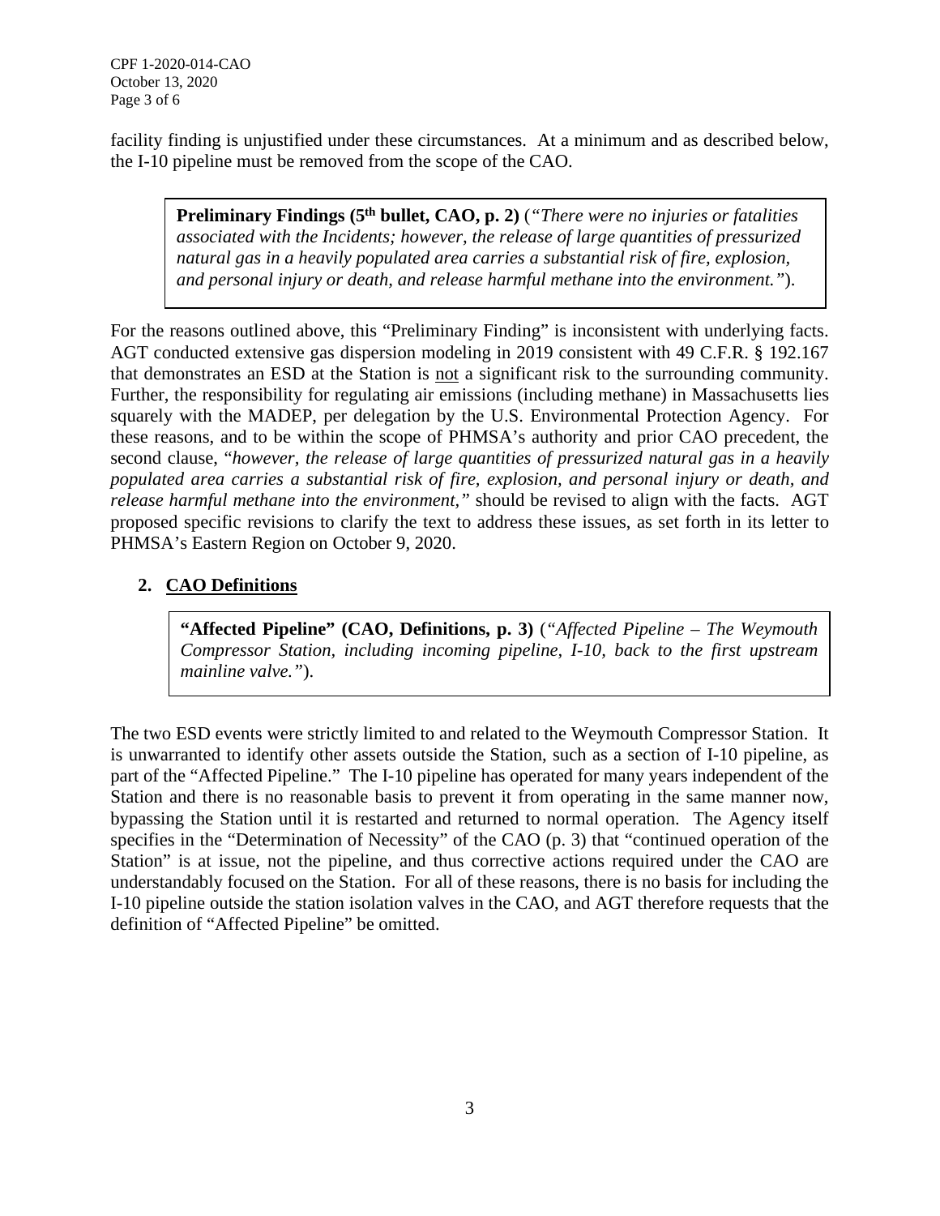facility finding is unjustified under these circumstances. At a minimum and as described below, the I-10 pipeline must be removed from the scope of the CAO.

> **Preliminary Findings (5th bullet, CAO, p. 2)** (*"There were no injuries or fatalities associated with the Incidents; however, the release of large quantities of pressurized natural gas in a heavily populated area carries a substantial risk of fire, explosion, and personal injury or death, and release harmful methane into the environment."*).

For the reasons outlined above, this "Preliminary Finding" is inconsistent with underlying facts. AGT conducted extensive gas dispersion modeling in 2019 consistent with 49 C.F.R. § 192.167 that demonstrates an ESD at the Station is not a significant risk to the surrounding community. Further, the responsibility for regulating air emissions (including methane) in Massachusetts lies squarely with the MADEP, per delegation by the U.S. Environmental Protection Agency. For these reasons, and to be within the scope of PHMSA's authority and prior CAO precedent, the second clause, "*however, the release of large quantities of pressurized natural gas in a heavily populated area carries a substantial risk of fire, explosion, and personal injury or death, and release harmful methane into the environment,*" should be revised to align with the facts. AGT proposed specific revisions to clarify the text to address these issues, as set forth in its letter to PHMSA's Eastern Region on October 9, 2020.

## 2. CAO Definitions

> **"Affected Pipeline" (CAO, Definitions, p. 3)** (*"Affected Pipeline – The Weymouth Compressor Station, including incoming pipeline, I-10, back to the first upstream mainline valve."*).

The two ESD events were strictly limited to and related to the Weymouth Compressor Station. It is unwarranted to identify other assets outside the Station, such as a section of I-10 pipeline, as part of the "Affected Pipeline." The I-10 pipeline has operated for many years independent of the Station and there is no reasonable basis to prevent it from operating in the same manner now, bypassing the Station until it is restarted and returned to normal operation. The Agency itself specifies in the "Determination of Necessity" of the CAO (p. 3) that "continued operation of the Station" is at issue, not the pipeline, and thus corrective actions required under the CAO are understandably focused on the Station. For all of these reasons, there is no basis for including the I-10 pipeline outside the station isolation valves in the CAO, and AGT therefore requests that the definition of "Affected Pipeline" be omitted.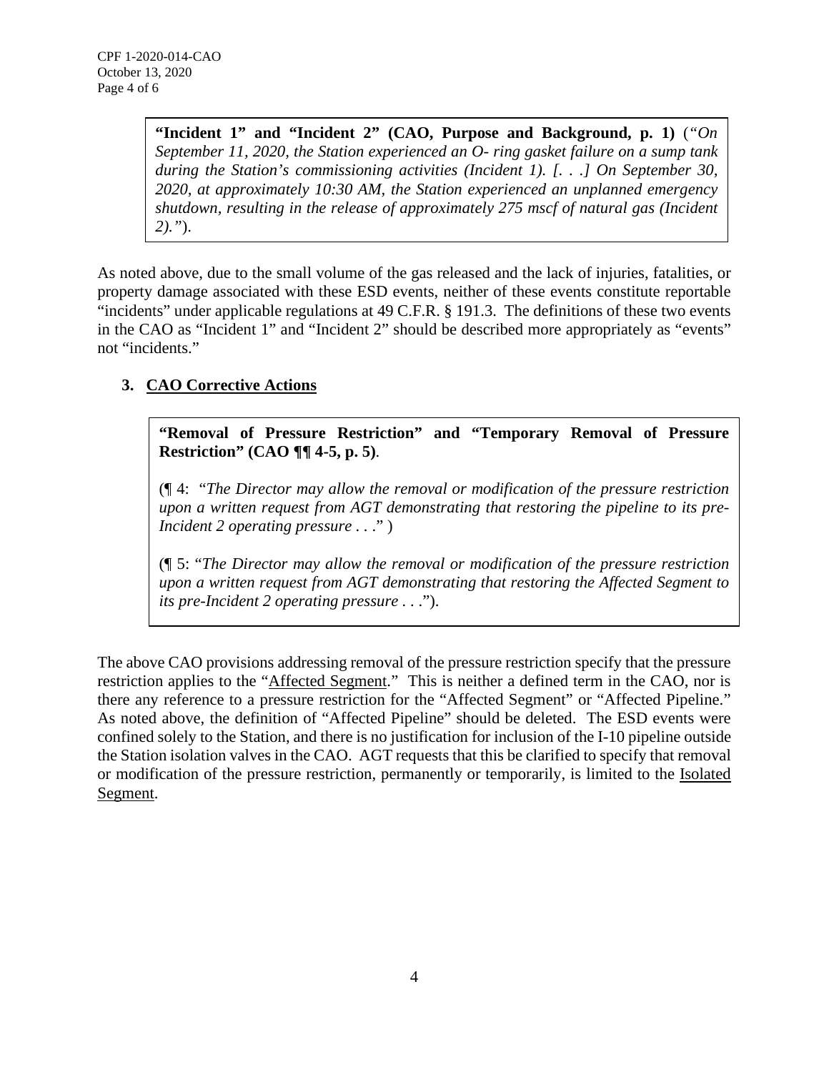> **"Incident 1" and "Incident 2" (CAO, Purpose and Background, p. 1)** (*"On September 11, 2020, the Station experienced an O- ring gasket failure on a sump tank during the Station's commissioning activities (Incident 1). [. . .] On September 30, 2020, at approximately 10:30 AM, the Station experienced an unplanned emergency shutdown, resulting in the release of approximately 275 mscf of natural gas (Incident 2)."*).

As noted above, due to the small volume of the gas released and the lack of injuries, fatalities, or property damage associated with these ESD events, neither of these events constitute reportable "incidents" under applicable regulations at 49 C.F.R. § 191.3. The definitions of these two events in the CAO as "Incident 1" and "Incident 2" should be described more appropriately as "events" not "incidents."

**3. <u>CAO Corrective Actions</u>**

> **"Removal of Pressure Restriction" and "Temporary Removal of Pressure Restriction" (CAO ¶¶ 4-5, p. 5)**.
>
> (¶ 4: "*The Director may allow the removal or modification of the pressure restriction upon a written request from AGT demonstrating that restoring the pipeline to its pre-Incident 2 operating pressure . . .*" )
>
> (¶ 5: "*The Director may allow the removal or modification of the pressure restriction upon a written request from AGT demonstrating that restoring the Affected Segment to its pre-Incident 2 operating pressure . . .*").

The above CAO provisions addressing removal of the pressure restriction specify that the pressure restriction applies to the "<u>Affected Segment</u>." This is neither a defined term in the CAO, nor is there any reference to a pressure restriction for the "Affected Segment" or "Affected Pipeline." As noted above, the definition of "Affected Pipeline" should be deleted. The ESD events were confined solely to the Station, and there is no justification for inclusion of the I-10 pipeline outside the Station isolation valves in the CAO. AGT requests that this be clarified to specify that removal or modification of the pressure restriction, permanently or temporarily, is limited to the <u>Isolated Segment</u>.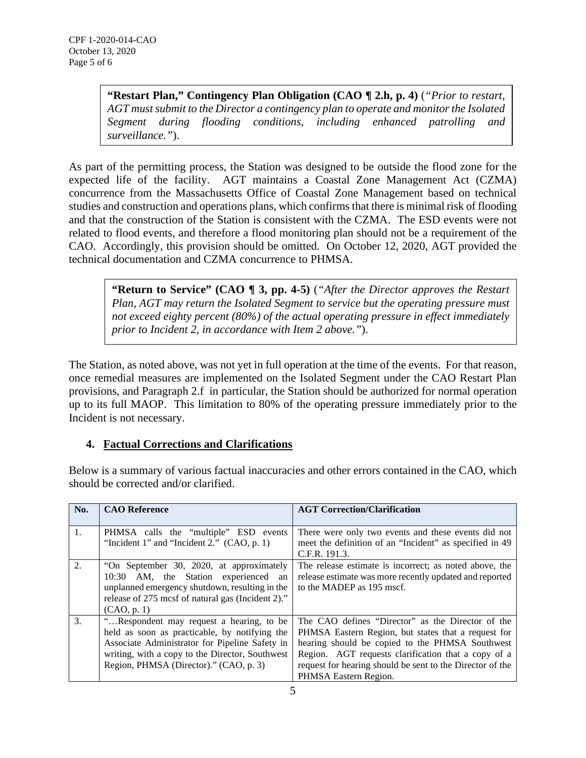> **"Restart Plan," Contingency Plan Obligation (CAO ¶ 2.h, p. 4)** (*"Prior to restart, AGT must submit to the Director a contingency plan to operate and monitor the Isolated Segment during flooding conditions, including enhanced patrolling and surveillance."*).

As part of the permitting process, the Station was designed to be outside the flood zone for the expected life of the facility. AGT maintains a Coastal Zone Management Act (CZMA) concurrence from the Massachusetts Office of Coastal Zone Management based on technical studies and construction and operations plans, which confirms that there is minimal risk of flooding and that the construction of the Station is consistent with the CZMA. The ESD events were not related to flood events, and therefore a flood monitoring plan should not be a requirement of the CAO. Accordingly, this provision should be omitted. On October 12, 2020, AGT provided the technical documentation and CZMA concurrence to PHMSA.

> **"Return to Service" (CAO ¶ 3, pp. 4-5)** (*"After the Director approves the Restart Plan, AGT may return the Isolated Segment to service but the operating pressure must not exceed eighty percent (80%) of the actual operating pressure in effect immediately prior to Incident 2, in accordance with Item 2 above."*).

The Station, as noted above, was not yet in full operation at the time of the events. For that reason, once remedial measures are implemented on the Isolated Segment under the CAO Restart Plan provisions, and Paragraph 2.f in particular, the Station should be authorized for normal operation up to its full MAOP. This limitation to 80% of the operating pressure immediately prior to the Incident is not necessary.

## 4. Factual Corrections and Clarifications

Below is a summary of various factual inaccuracies and other errors contained in the CAO, which should be corrected and/or clarified.

| No. | CAO Reference | AGT Correction/Clarification |
|---|---|---|
| 1. | PHMSA calls the "multiple" ESD events "Incident 1" and "Incident 2." (CAO, p. 1) | There were only two events and these events did not meet the definition of an "Incident" as specified in 49 C.F.R. 191.3. |
| 2. | "On September 30, 2020, at approximately 10:30 AM, the Station experienced an unplanned emergency shutdown, resulting in the release of 275 mcsf of natural gas (Incident 2)." (CAO, p. 1) | The release estimate is incorrect; as noted above, the release estimate was more recently updated and reported to the MADEP as 195 mscf. |
| 3. | "…Respondent may request a hearing, to be held as soon as practicable, by notifying the Associate Administrator for Pipeline Safety in writing, with a copy to the Director, Southwest Region, PHMSA (Director)." (CAO, p. 3) | The CAO defines "Director" as the Director of the PHMSA Eastern Region, but states that a request for hearing should be copied to the PHMSA Southwest Region. AGT requests clarification that a copy of a request for hearing should be sent to the Director of the PHMSA Eastern Region. |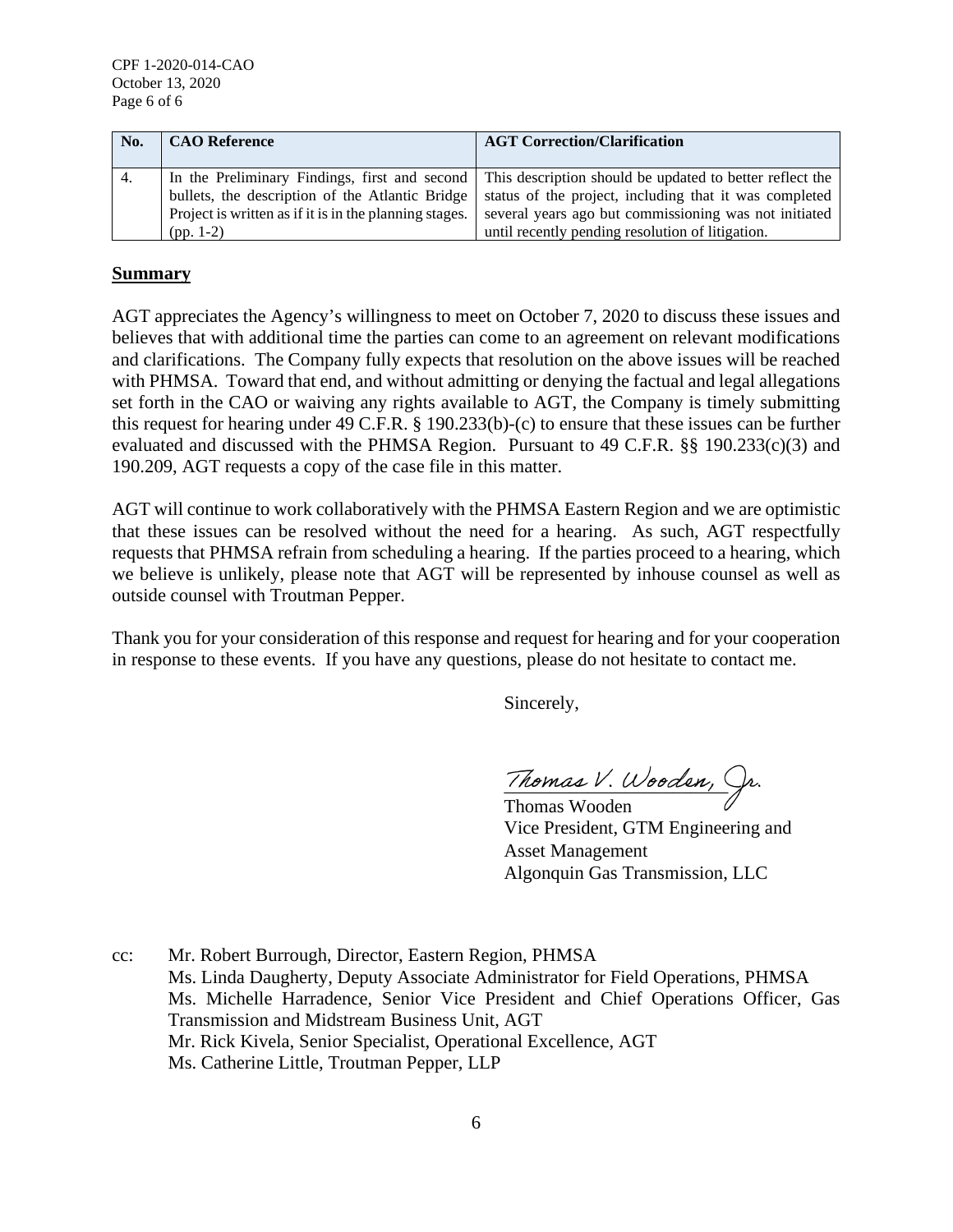| No. | CAO Reference | AGT Correction/Clarification |
|---|---|---|
| 4. | In the Preliminary Findings, first and second bullets, the description of the Atlantic Bridge Project is written as if it is in the planning stages. (pp. 1-2) | This description should be updated to better reflect the status of the project, including that it was completed several years ago but commissioning was not initiated until recently pending resolution of litigation. |

## Summary

AGT appreciates the Agency's willingness to meet on October 7, 2020 to discuss these issues and believes that with additional time the parties can come to an agreement on relevant modifications and clarifications. The Company fully expects that resolution on the above issues will be reached with PHMSA. Toward that end, and without admitting or denying the factual and legal allegations set forth in the CAO or waiving any rights available to AGT, the Company is timely submitting this request for hearing under 49 C.F.R. § 190.233(b)-(c) to ensure that these issues can be further evaluated and discussed with the PHMSA Region. Pursuant to 49 C.F.R. §§ 190.233(c)(3) and 190.209, AGT requests a copy of the case file in this matter.

AGT will continue to work collaboratively with the PHMSA Eastern Region and we are optimistic that these issues can be resolved without the need for a hearing. As such, AGT respectfully requests that PHMSA refrain from scheduling a hearing. If the parties proceed to a hearing, which we believe is unlikely, please note that AGT will be represented by inhouse counsel as well as outside counsel with Troutman Pepper.

Thank you for your consideration of this response and request for hearing and for your cooperation in response to these events. If you have any questions, please do not hesitate to contact me.

Sincerely,

Thomas V. Wooden, Jr.

Thomas Wooden
Vice President, GTM Engineering and Asset Management
Algonquin Gas Transmission, LLC

cc: Mr. Robert Burrough, Director, Eastern Region, PHMSA
Ms. Linda Daugherty, Deputy Associate Administrator for Field Operations, PHMSA
Ms. Michelle Harradence, Senior Vice President and Chief Operations Officer, Gas Transmission and Midstream Business Unit, AGT
Mr. Rick Kivela, Senior Specialist, Operational Excellence, AGT
Ms. Catherine Little, Troutman Pepper, LLP